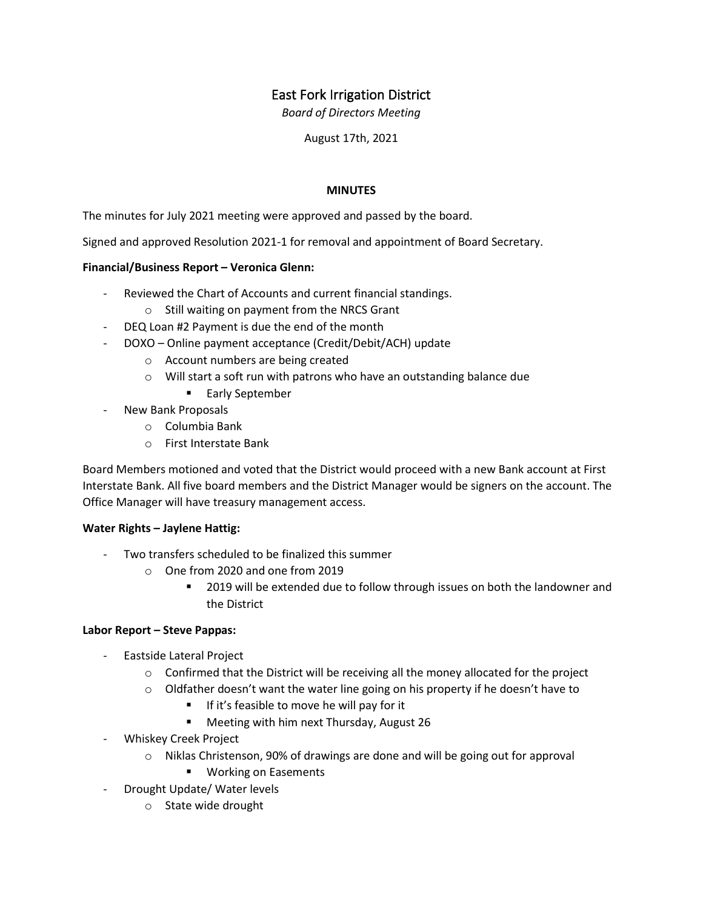# East Fork Irrigation District

*Board of Directors Meeting*

August 17th, 2021

**MINUTES**

The minutes for July 2021 meeting were approved and passed by the board.

Signed and approved Resolution 2021-1 for removal and appointment of Board Secretary.

**Financial/Business Report – Veronica Glenn:**

- Reviewed the Chart of Accounts and current financial standings.
    - Still waiting on payment from the NRCS Grant
- DEQ Loan #2 Payment is due the end of the month
- DOXO – Online payment acceptance (Credit/Debit/ACH) update
    - Account numbers are being created
    - Will start a soft run with patrons who have an outstanding balance due
        - Early September
- New Bank Proposals
    - Columbia Bank
    - First Interstate Bank

Board Members motioned and voted that the District would proceed with a new Bank account at First Interstate Bank. All five board members and the District Manager would be signers on the account. The Office Manager will have treasury management access.

**Water Rights – Jaylene Hattig:**

- Two transfers scheduled to be finalized this summer
    - One from 2020 and one from 2019
        - 2019 will be extended due to follow through issues on both the landowner and the District

**Labor Report – Steve Pappas:**

- Eastside Lateral Project
    - Confirmed that the District will be receiving all the money allocated for the project
    - Oldfather doesn't want the water line going on his property if he doesn't have to
        - If it's feasible to move he will pay for it
        - Meeting with him next Thursday, August 26
- Whiskey Creek Project
    - Niklas Christenson, 90% of drawings are done and will be going out for approval
        - Working on Easements
- Drought Update/ Water levels
    - State wide drought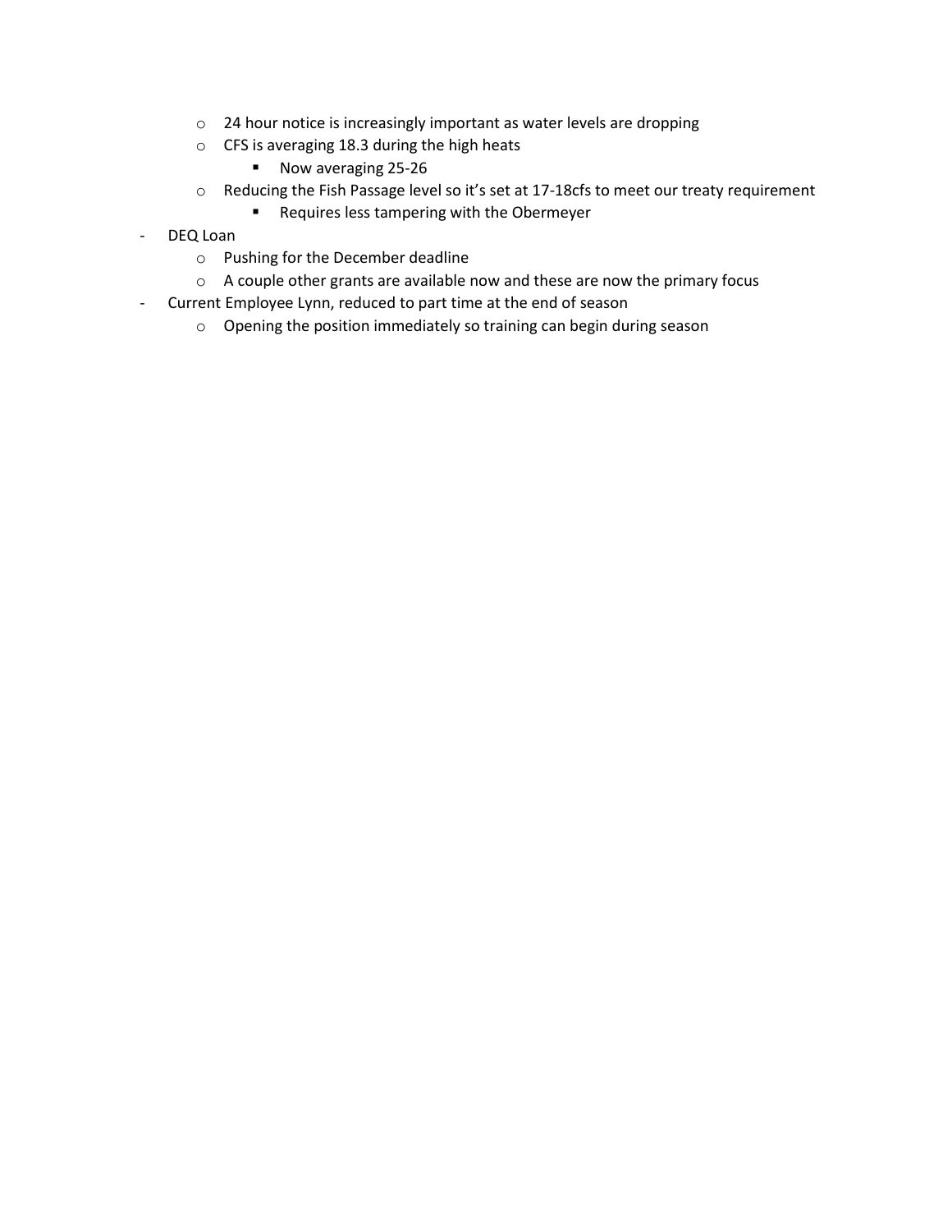- 24 hour notice is increasingly important as water levels are dropping
    - CFS is averaging 18.3 during the high heats
        - Now averaging 25-26
    - Reducing the Fish Passage level so it's set at 17-18cfs to meet our treaty requirement
        - Requires less tampering with the Obermeyer
- DEQ Loan
    - Pushing for the December deadline
    - A couple other grants are available now and these are now the primary focus
- Current Employee Lynn, reduced to part time at the end of season
    - Opening the position immediately so training can begin during season